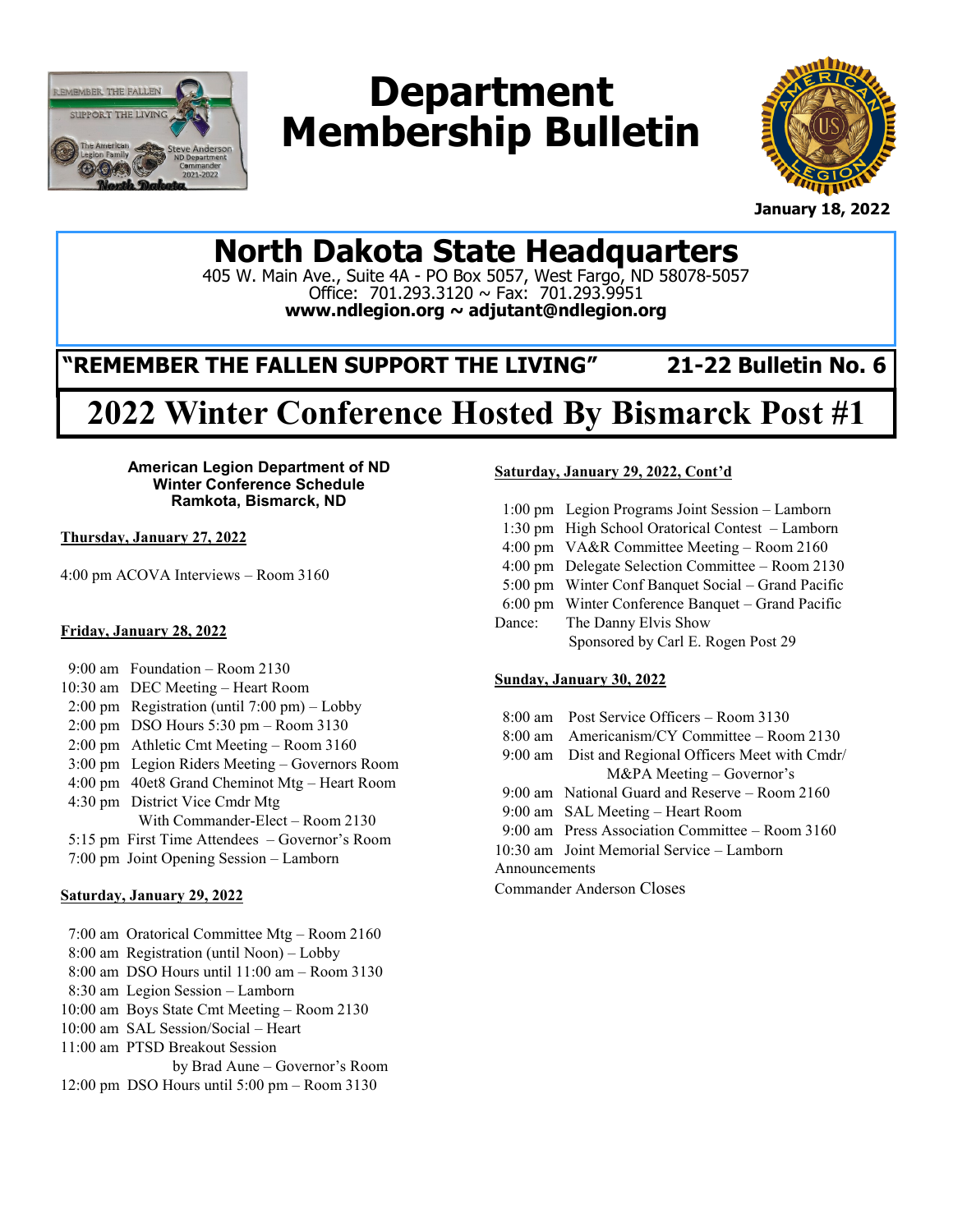# Department Membership Bulletin

January 18, 2022

## North Dakota State Headquarters

405 W. Main Ave., Suite 4A - PO Box 5057, West Fargo, ND 58078-5057
Office: 701.293.3120 ~ Fax: 701.293.9951
**www.ndlegion.org ~ adjutant@ndlegion.org**

**"REMEMBER THE FALLEN SUPPORT THE LIVING"** **21-22 Bulletin No. 6**

# 2022 Winter Conference Hosted By Bismarck Post #1

**American Legion Department of ND**
**Winter Conference Schedule**
**Ramkota, Bismarck, ND**

**Thursday, January 27, 2022**

4:00 pm ACOVA Interviews – Room 3160

**Friday, January 28, 2022**

9:00 am Foundation – Room 2130
10:30 am DEC Meeting – Heart Room
2:00 pm Registration (until 7:00 pm) – Lobby
2:00 pm DSO Hours 5:30 pm – Room 3130
2:00 pm Athletic Cmt Meeting – Room 3160
3:00 pm Legion Riders Meeting – Governors Room
4:00 pm 40et8 Grand Cheminot Mtg – Heart Room
4:30 pm District Vice Cmdr Mtg With Commander-Elect – Room 2130
5:15 pm First Time Attendees – Governor's Room
7:00 pm Joint Opening Session – Lamborn

**Saturday, January 29, 2022**

7:00 am Oratorical Committee Mtg – Room 2160
8:00 am Registration (until Noon) – Lobby
8:00 am DSO Hours until 11:00 am – Room 3130
8:30 am Legion Session – Lamborn
10:00 am Boys State Cmt Meeting – Room 2130
10:00 am SAL Session/Social – Heart
11:00 am PTSD Breakout Session by Brad Aune – Governor's Room
12:00 pm DSO Hours until 5:00 pm – Room 3130

**Saturday, January 29, 2022, Cont'd**

1:00 pm Legion Programs Joint Session – Lamborn
1:30 pm High School Oratorical Contest – Lamborn
4:00 pm VA&R Committee Meeting – Room 2160
4:00 pm Delegate Selection Committee – Room 2130
5:00 pm Winter Conf Banquet Social – Grand Pacific
6:00 pm Winter Conference Banquet – Grand Pacific
Dance: The Danny Elvis Show Sponsored by Carl E. Rogen Post 29

**Sunday, January 30, 2022**

8:00 am Post Service Officers – Room 3130
8:00 am Americanism/CY Committee – Room 2130
9:00 am Dist and Regional Officers Meet with Cmdr/ M&PA Meeting – Governor's
9:00 am National Guard and Reserve – Room 2160
9:00 am SAL Meeting – Heart Room
9:00 am Press Association Committee – Room 3160
10:30 am Joint Memorial Service – Lamborn
Announcements
Commander Anderson Closes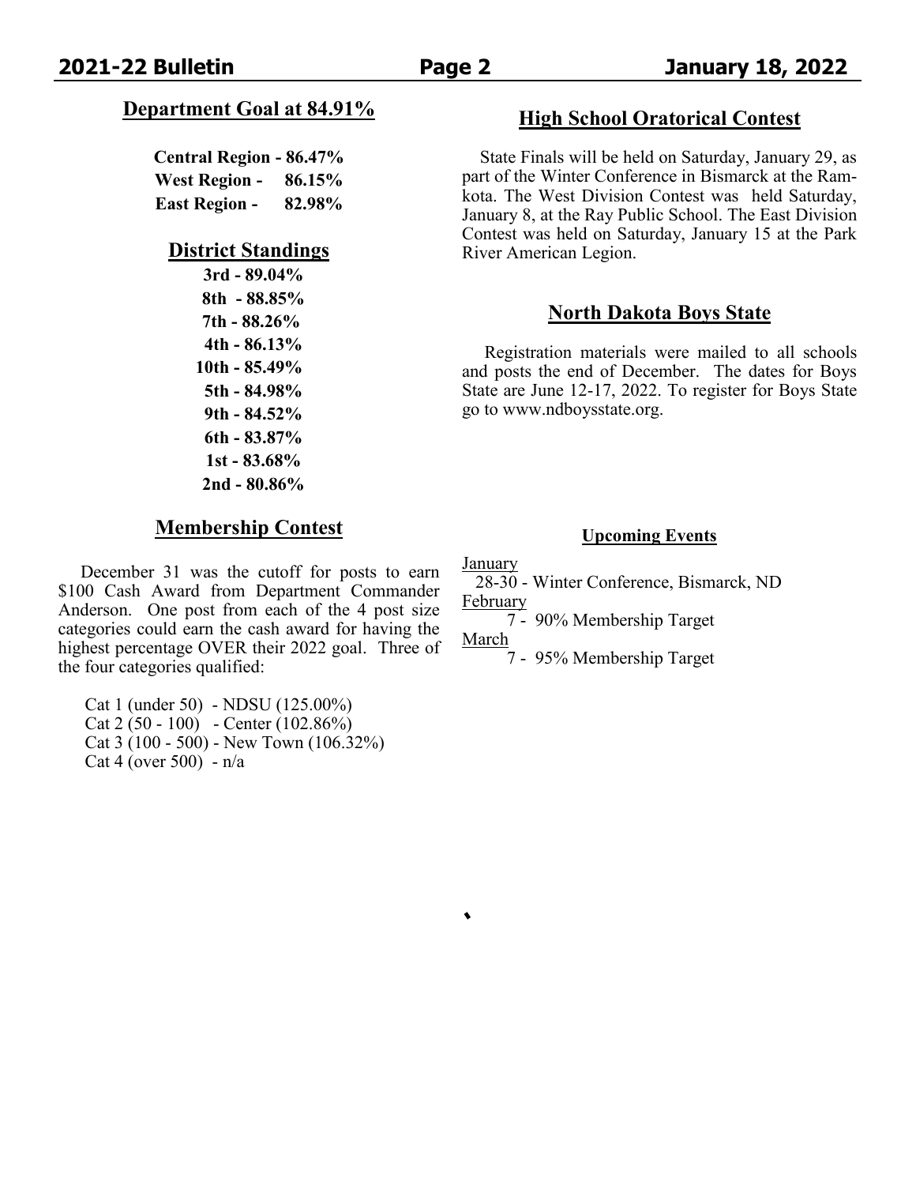## Department Goal at 84.91%

**Central Region - 86.47%**
**West Region - 86.15%**
**East Region - 82.98%**

## District Standings

**3rd - 89.04%**
**8th - 88.85%**
**7th - 88.26%**
**4th - 86.13%**
**10th - 85.49%**
**5th - 84.98%**
**9th - 84.52%**
**6th - 83.87%**
**1st - 83.68%**
**2nd - 80.86%**

## Membership Contest

December 31 was the cutoff for posts to earn $100 Cash Award from Department Commander Anderson. One post from each of the 4 post size categories could earn the cash award for having the highest percentage OVER their 2022 goal. Three of the four categories qualified:

Cat 1 (under 50) - NDSU (125.00%)
Cat 2 (50 - 100) - Center (102.86%)
Cat 3 (100 - 500) - New Town (106.32%)
Cat 4 (over 500) - n/a

## High School Oratorical Contest

State Finals will be held on Saturday, January 29, as part of the Winter Conference in Bismarck at the Ramkota. The West Division Contest was held Saturday, January 8, at the Ray Public School. The East Division Contest was held on Saturday, January 15 at the Park River American Legion.

## North Dakota Boys State

Registration materials were mailed to all schools and posts the end of December. The dates for Boys State are June 12-17, 2022. To register for Boys State go to www.ndboysstate.org.

### Upcoming Events

January
28-30 - Winter Conference, Bismarck, ND
February
7 - 90% Membership Target
March
7 - 95% Membership Target